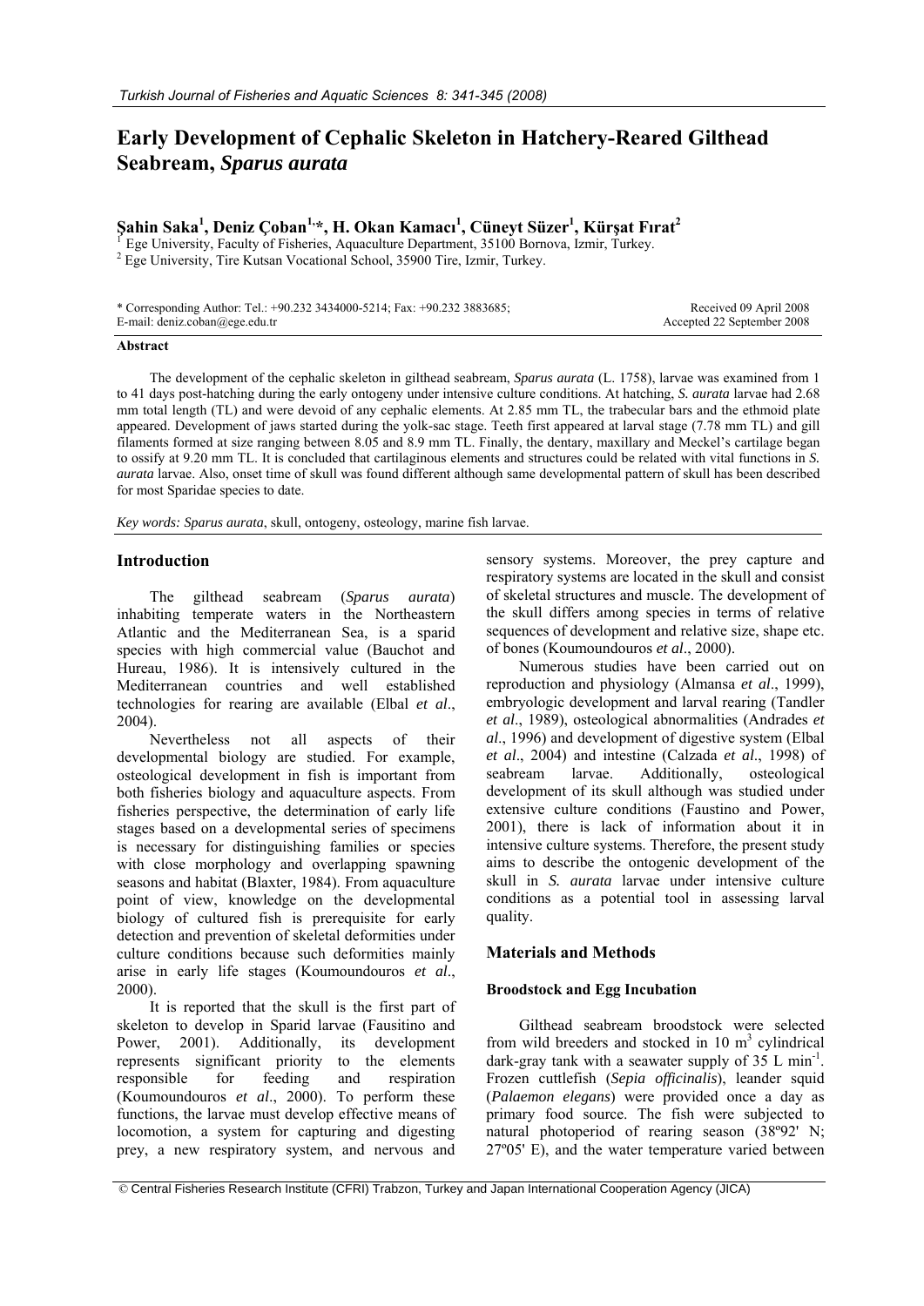# Early Development of Cephalic Skeleton in Hatchery-Reared Gilthead Seabream, *Sparus aurata*

**Şahin Saka[1], Deniz Çoban[1,*], H. Okan Kamacı[1], Cüneyt Süzer[1], Kürşat Fırat[2]**

[1] Ege University, Faculty of Fisheries, Aquaculture Department, 35100 Bornova, Izmir, Turkey.
[2] Ege University, Tire Kutsan Vocational School, 35900 Tire, Izmir, Turkey.

\* Corresponding Author: Tel.: +90.232 3434000-5214; Fax: +90.232 3883685; E-mail: deniz.coban@ege.edu.tr

Received 09 April 2008
Accepted 22 September 2008

### Abstract

The development of the cephalic skeleton in gilthead seabream, *Sparus aurata* (L. 1758), larvae was examined from 1 to 41 days post-hatching during the early ontogeny under intensive culture conditions. At hatching, *S. aurata* larvae had 2.68 mm total length (TL) and were devoid of any cephalic elements. At 2.85 mm TL, the trabecular bars and the ethmoid plate appeared. Development of jaws started during the yolk-sac stage. Teeth first appeared at larval stage (7.78 mm TL) and gill filaments formed at size ranging between 8.05 and 8.9 mm TL. Finally, the dentary, maxillary and Meckel's cartilage began to ossify at 9.20 mm TL. It is concluded that cartilaginous elements and structures could be related with vital functions in *S. aurata* larvae. Also, onset time of skull was found different although same developmental pattern of skull has been described for most Sparidae species to date.

*Key words: Sparus aurata*, skull, ontogeny, osteology, marine fish larvae.

## Introduction

The gilthead seabream (*Sparus aurata*) inhabiting temperate waters in the Northeastern Atlantic and the Mediterranean Sea, is a sparid species with high commercial value (Bauchot and Hureau, 1986). It is intensively cultured in the Mediterranean countries and well established technologies for rearing are available (Elbal *et al*., 2004).

Nevertheless not all aspects of their developmental biology are studied. For example, osteological development in fish is important from both fisheries biology and aquaculture aspects. From fisheries perspective, the determination of early life stages based on a developmental series of specimens is necessary for distinguishing families or species with close morphology and overlapping spawning seasons and habitat (Blaxter, 1984). From aquaculture point of view, knowledge on the developmental biology of cultured fish is prerequisite for early detection and prevention of skeletal deformities under culture conditions because such deformities mainly arise in early life stages (Koumoundouros *et al*., 2000).

It is reported that the skull is the first part of skeleton to develop in Sparid larvae (Fausitino and Power, 2001). Additionally, its development represents significant priority to the elements responsible for feeding and respiration (Koumoundouros *et al*., 2000). To perform these functions, the larvae must develop effective means of locomotion, a system for capturing and digesting prey, a new respiratory system, and nervous and sensory systems. Moreover, the prey capture and respiratory systems are located in the skull and consist of skeletal structures and muscle. The development of the skull differs among species in terms of relative sequences of development and relative size, shape etc. of bones (Koumoundouros *et al*., 2000).

Numerous studies have been carried out on reproduction and physiology (Almansa *et al*., 1999), embryologic development and larval rearing (Tandler *et al*., 1989), osteological abnormalities (Andrades *et al*., 1996) and development of digestive system (Elbal *et al*., 2004) and intestine (Calzada *et al*., 1998) of seabream larvae. Additionally, osteological development of its skull although was studied under extensive culture conditions (Faustino and Power, 2001), there is lack of information about it in intensive culture systems. Therefore, the present study aims to describe the ontogenic development of the skull in *S. aurata* larvae under intensive culture conditions as a potential tool in assessing larval quality.

## Materials and Methods

### Broodstock and Egg Incubation

Gilthead seabream broodstock were selected from wild breeders and stocked in 10 $m^3$ cylindrical dark-gray tank with a seawater supply of 35 L $min^{-1}$. Frozen cuttlefish (*Sepia officinalis*), leander squid (*Palaemon elegans*) were provided once a day as primary food source. The fish were subjected to natural photoperiod of rearing season (38º92' N; 27º05' E), and the water temperature varied between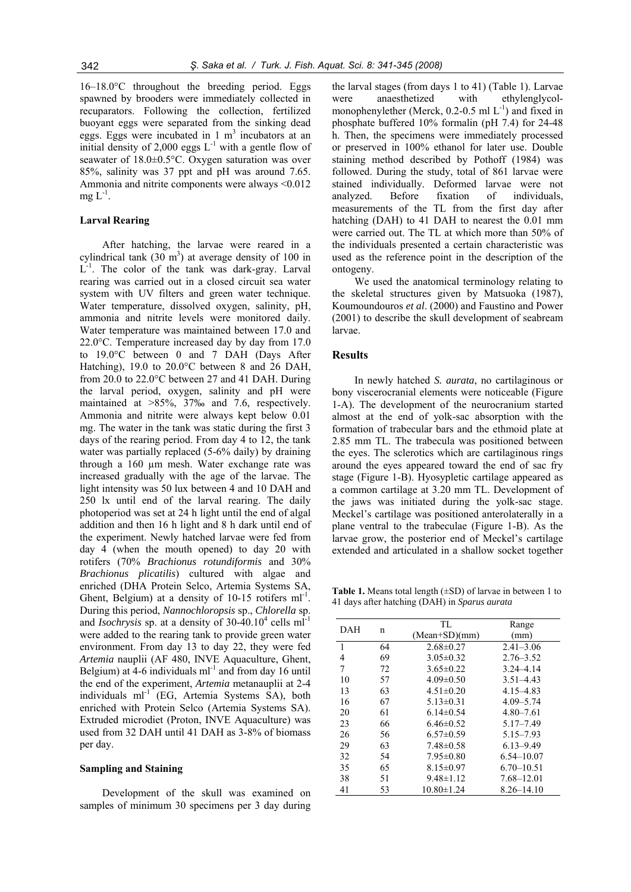16–18.0°C throughout the breeding period. Eggs spawned by brooders were immediately collected in recuparators. Following the collection, fertilized buoyant eggs were separated from the sinking dead eggs. Eggs were incubated in 1 $m^3$ incubators at an initial density of 2,000 eggs $L^{-1}$ with a gentle flow of seawater of 18.0±0.5°C. Oxygen saturation was over 85%, salinity was 37 ppt and pH was around 7.65. Ammonia and nitrite components were always <0.012 mg $L^{-1}$.

### Larval Rearing

After hatching, the larvae were reared in a cylindrical tank (30 $m^3$) at average density of 100 in $L^{-1}$. The color of the tank was dark-gray. Larval rearing was carried out in a closed circuit sea water system with UV filters and green water technique. Water temperature, dissolved oxygen, salinity, pH, ammonia and nitrite levels were monitored daily. Water temperature was maintained between 17.0 and 22.0°C. Temperature increased day by day from 17.0 to 19.0°C between 0 and 7 DAH (Days After Hatching), 19.0 to 20.0°C between 8 and 26 DAH, from 20.0 to 22.0°C between 27 and 41 DAH. During the larval period, oxygen, salinity and pH were maintained at >85%, 37‰ and 7.6, respectively. Ammonia and nitrite were always kept below 0.01 mg. The water in the tank was static during the first 3 days of the rearing period. From day 4 to 12, the tank water was partially replaced (5-6% daily) by draining through a 160 µm mesh. Water exchange rate was increased gradually with the age of the larvae. The light intensity was 50 lux between 4 and 10 DAH and 250 lx until end of the larval rearing. The daily photoperiod was set at 24 h light until the end of algal addition and then 16 h light and 8 h dark until end of the experiment. Newly hatched larvae were fed from day 4 (when the mouth opened) to day 20 with rotifers (70% *Brachionus rotundiformis* and 30% *Brachionus plicatilis*) cultured with algae and enriched (DHA Protein Selco, Artemia Systems SA, Ghent, Belgium) at a density of 10-15 rotifers $ml^{-1}$. During this period, *Nannochloropsis* sp., *Chlorella* sp. and *Isochrysis* sp. at a density of $30\text{-}40.10^4$ cells $ml^{-1}$ were added to the rearing tank to provide green water environment. From day 13 to day 22, they were fed *Artemia* nauplii (AF 480, INVE Aquaculture, Ghent, Belgium) at 4-6 individuals $ml^{-1}$ and from day 16 until the end of the experiment, *Artemia* metanauplii at 2-4 individuals $ml^{-1}$ (EG, Artemia Systems SA), both enriched with Protein Selco (Artemia Systems SA). Extruded microdiet (Proton, INVE Aquaculture) was used from 32 DAH until 41 DAH as 3-8% of biomass per day.

### Sampling and Staining

Development of the skull was examined on samples of minimum 30 specimens per 3 day during the larval stages (from days 1 to 41) (Table 1). Larvae were anaesthetized with ethylenglycol-monophenylether (Merck, 0.2-0.5 ml $L^{-1}$) and fixed in phosphate buffered 10% formalin (pH 7.4) for 24-48 h. Then, the specimens were immediately processed or preserved in 100% ethanol for later use. Double staining method described by Pothoff (1984) was followed. During the study, total of 861 larvae were stained individually. Deformed larvae were not analyzed. Before fixation of individuals, measurements of the TL from the first day after hatching (DAH) to 41 DAH to nearest the 0.01 mm were carried out. The TL at which more than 50% of the individuals presented a certain characteristic was used as the reference point in the description of the ontogeny.

We used the anatomical terminology relating to the skeletal structures given by Matsuoka (1987), Koumoundouros *et al*. (2000) and Faustino and Power (2001) to describe the skull development of seabream larvae.

## Results

In newly hatched *S. aurata*, no cartilaginous or bony viscerocranial elements were noticeable (Figure 1-A). The development of the neurocranium started almost at the end of yolk-sac absorption with the formation of trabecular bars and the ethmoid plate at 2.85 mm TL. The trabecula was positioned between the eyes. The sclerotics which are cartilaginous rings around the eyes appeared toward the end of sac fry stage (Figure 1-B). Hyosypletic cartilage appeared as a common cartilage at 3.20 mm TL. Development of the jaws was initiated during the yolk-sac stage. Meckel's cartilage was positioned anterolaterally in a plane ventral to the trabeculae (Figure 1-B). As the larvae grow, the posterior end of Meckel's cartilage extended and articulated in a shallow socket together

**Table 1.** Means total length (±SD) of larvae in between 1 to 41 days after hatching (DAH) in *Sparus aurata*

| DAH | n | TL (Mean+SD)(mm) | Range (mm) |
|---|---|---|---|
| 1 | 64 | 2.68±0.27 | 2.41–3.06 |
| 4 | 69 | 3.05±0.32 | 2.76–3.52 |
| 7 | 72 | 3.65±0.22 | 3.24–4.14 |
| 10 | 57 | 4.09±0.50 | 3.51–4.43 |
| 13 | 63 | 4.51±0.20 | 4.15–4.83 |
| 16 | 67 | 5.13±0.31 | 4.09–5.74 |
| 20 | 61 | 6.14±0.54 | 4.80–7.61 |
| 23 | 66 | 6.46±0.52 | 5.17–7.49 |
| 26 | 56 | 6.57±0.59 | 5.15–7.93 |
| 29 | 63 | 7.48±0.58 | 6.13–9.49 |
| 32 | 54 | 7.95±0.80 | 6.54–10.07 |
| 35 | 65 | 8.15±0.97 | 6.70–10.51 |
| 38 | 51 | 9.48±1.12 | 7.68–12.01 |
| 41 | 53 | 10.80±1.24 | 8.26–14.10 |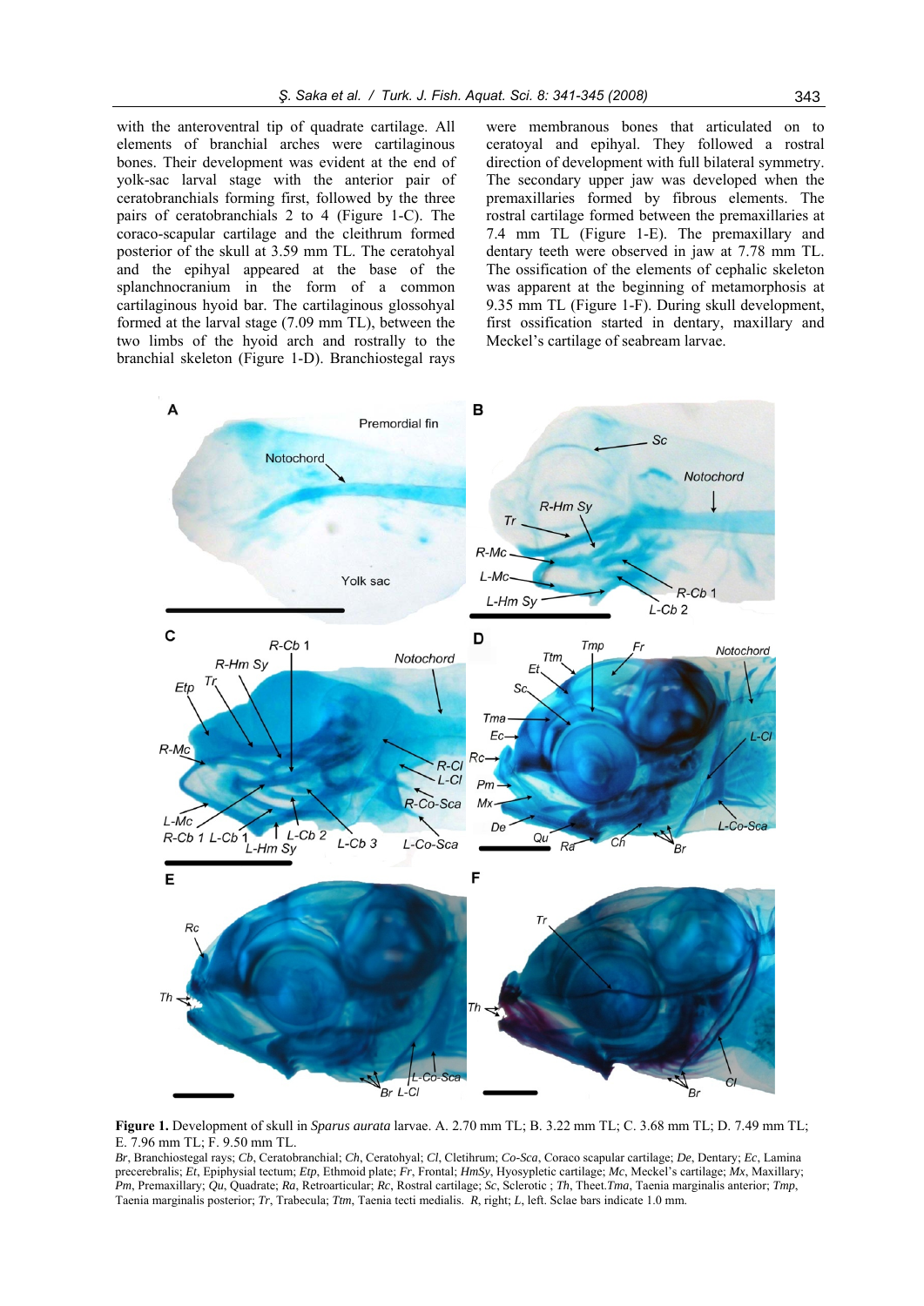with the anteroventral tip of quadrate cartilage. All elements of branchial arches were cartilaginous bones. Their development was evident at the end of yolk-sac larval stage with the anterior pair of ceratobranchials forming first, followed by the three pairs of ceratobranchials 2 to 4 (Figure 1-C). The coraco-scapular cartilage and the cleithrum formed posterior of the skull at 3.59 mm TL. The ceratohyal and the epihyal appeared at the base of the splanchnocranium in the form of a common cartilaginous hyoid bar. The cartilaginous glossohyal formed at the larval stage (7.09 mm TL), between the two limbs of the hyoid arch and rostrally to the branchial skeleton (Figure 1-D). Branchiostegal rays were membranous bones that articulated on to ceratoyal and epihyal. They followed a rostral direction of development with full bilateral symmetry. The secondary upper jaw was developed when the premaxillaries formed by fibrous elements. The rostral cartilage formed between the premaxillaries at 7.4 mm TL (Figure 1-E). The premaxillary and dentary teeth were observed in jaw at 7.78 mm TL. The ossification of the elements of cephalic skeleton was apparent at the beginning of metamorphosis at 9.35 mm TL (Figure 1-F). During skull development, first ossification started in dentary, maxillary and Meckel's cartilage of seabream larvae.

**Figure 1.** Development of skull in *Sparus aurata* larvae. A. 2.70 mm TL; B. 3.22 mm TL; C. 3.68 mm TL; D. 7.49 mm TL; E. 7.96 mm TL; F. 9.50 mm TL.

*Br*, Branchiostegal rays; *Cb*, Ceratobranchial; *Ch*, Ceratohyal; *Cl*, Cletihrum; *Co-Sca*, Coraco scapular cartilage; *De*, Dentary; *Ec*, Lamina precerebralis; *Et*, Epiphysial tectum; *Etp*, Ethmoid plate; *Fr*, Frontal; *HmSy*, Hyosypletic cartilage; *Mc*, Meckel's cartilage; *Mx*, Maxillary; *Pm*, Premaxillary; *Qu*, Quadrate; *Ra*, Retroarticular; *Rc*, Rostral cartilage; *Sc*, Sclerotic ; *Th*, Theet.*Tma*, Taenia marginalis anterior; *Tmp*, Taenia marginalis posterior; *Tr*, Trabecula; *Ttm*, Taenia tecti medialis. *R*, right; *L*, left. Sclae bars indicate 1.0 mm.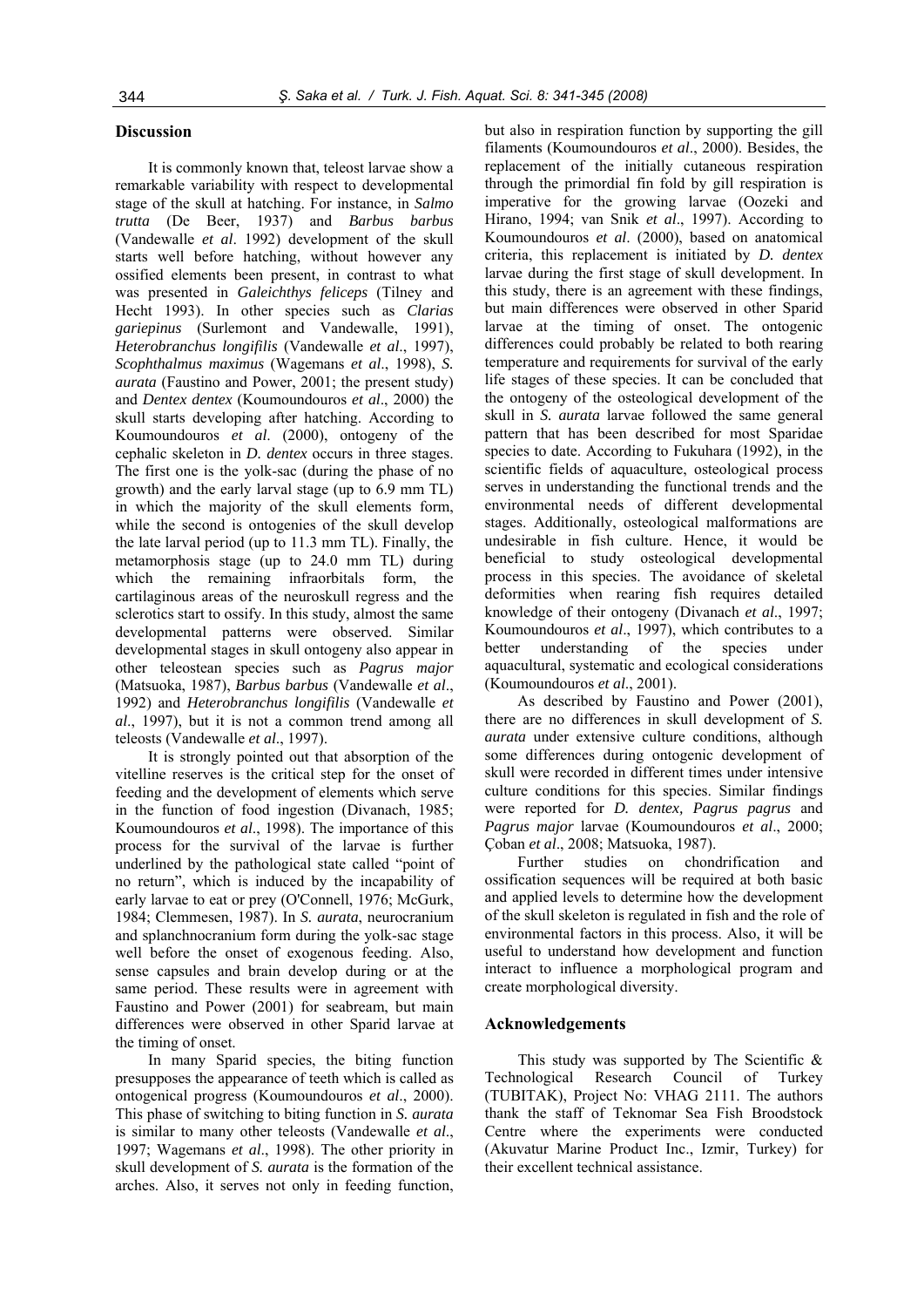## Discussion

It is commonly known that, teleost larvae show a remarkable variability with respect to developmental stage of the skull at hatching. For instance, in *Salmo trutta* (De Beer, 1937) and *Barbus barbus* (Vandewalle *et al*. 1992) development of the skull starts well before hatching, without however any ossified elements been present, in contrast to what was presented in *Galeichthys feliceps* (Tilney and Hecht 1993). In other species such as *Clarias gariepinus* (Surlemont and Vandewalle, 1991), *Heterobranchus longifilis* (Vandewalle *et al*., 1997), *Scophthalmus maximus* (Wagemans *et al*., 1998), *S. aurata* (Faustino and Power, 2001; the present study) and *Dentex dentex* (Koumoundouros *et al*., 2000) the skull starts developing after hatching. According to Koumoundouros *et al*. (2000), ontogeny of the cephalic skeleton in *D. dentex* occurs in three stages. The first one is the yolk-sac (during the phase of no growth) and the early larval stage (up to 6.9 mm TL) in which the majority of the skull elements form, while the second is ontogenies of the skull develop the late larval period (up to 11.3 mm TL). Finally, the metamorphosis stage (up to 24.0 mm TL) during which the remaining infraorbitals form, the cartilaginous areas of the neuroskull regress and the sclerotics start to ossify. In this study, almost the same developmental patterns were observed. Similar developmental stages in skull ontogeny also appear in other teleostean species such as *Pagrus major* (Matsuoka, 1987), *Barbus barbus* (Vandewalle *et al*., 1992) and *Heterobranchus longifilis* (Vandewalle *et al*., 1997), but it is not a common trend among all teleosts (Vandewalle *et al*., 1997).

It is strongly pointed out that absorption of the vitelline reserves is the critical step for the onset of feeding and the development of elements which serve in the function of food ingestion (Divanach, 1985; Koumoundouros *et al*., 1998). The importance of this process for the survival of the larvae is further underlined by the pathological state called "point of no return", which is induced by the incapability of early larvae to eat or prey (O'Connell, 1976; McGurk, 1984; Clemmesen, 1987). In *S. aurata*, neurocranium and splanchnocranium form during the yolk-sac stage well before the onset of exogenous feeding. Also, sense capsules and brain develop during or at the same period. These results were in agreement with Faustino and Power (2001) for seabream, but main differences were observed in other Sparid larvae at the timing of onset.

In many Sparid species, the biting function presupposes the appearance of teeth which is called as ontogenical progress (Koumoundouros *et al*., 2000). This phase of switching to biting function in *S. aurata* is similar to many other teleosts (Vandewalle *et al*., 1997; Wagemans *et al*., 1998). The other priority in skull development of *S. aurata* is the formation of the arches. Also, it serves not only in feeding function, but also in respiration function by supporting the gill filaments (Koumoundouros *et al*., 2000). Besides, the replacement of the initially cutaneous respiration through the primordial fin fold by gill respiration is imperative for the growing larvae (Oozeki and Hirano, 1994; van Snik *et al*., 1997). According to Koumoundouros *et al*. (2000), based on anatomical criteria, this replacement is initiated by *D. dentex* larvae during the first stage of skull development. In this study, there is an agreement with these findings, but main differences were observed in other Sparid larvae at the timing of onset. The ontogenic differences could probably be related to both rearing temperature and requirements for survival of the early life stages of these species. It can be concluded that the ontogeny of the osteological development of the skull in *S. aurata* larvae followed the same general pattern that has been described for most Sparidae species to date. According to Fukuhara (1992), in the scientific fields of aquaculture, osteological process serves in understanding the functional trends and the environmental needs of different developmental stages. Additionally, osteological malformations are undesirable in fish culture. Hence, it would be beneficial to study osteological developmental process in this species. The avoidance of skeletal deformities when rearing fish requires detailed knowledge of their ontogeny (Divanach *et al*., 1997; Koumoundouros *et al*., 1997), which contributes to a better understanding of the species under aquacultural, systematic and ecological considerations (Koumoundouros *et al*., 2001).

As described by Faustino and Power (2001), there are no differences in skull development of *S. aurata* under extensive culture conditions, although some differences during ontogenic development of skull were recorded in different times under intensive culture conditions for this species. Similar findings were reported for *D. dentex, Pagrus pagrus* and *Pagrus major* larvae (Koumoundouros *et al*., 2000; Çoban *et al*., 2008; Matsuoka, 1987).

Further studies on chondrification and ossification sequences will be required at both basic and applied levels to determine how the development of the skull skeleton is regulated in fish and the role of environmental factors in this process. Also, it will be useful to understand how development and function interact to influence a morphological program and create morphological diversity.

## Acknowledgements

This study was supported by The Scientific & Technological Research Council of Turkey (TUBITAK), Project No: VHAG 2111. The authors thank the staff of Teknomar Sea Fish Broodstock Centre where the experiments were conducted (Akuvatur Marine Product Inc., Izmir, Turkey) for their excellent technical assistance.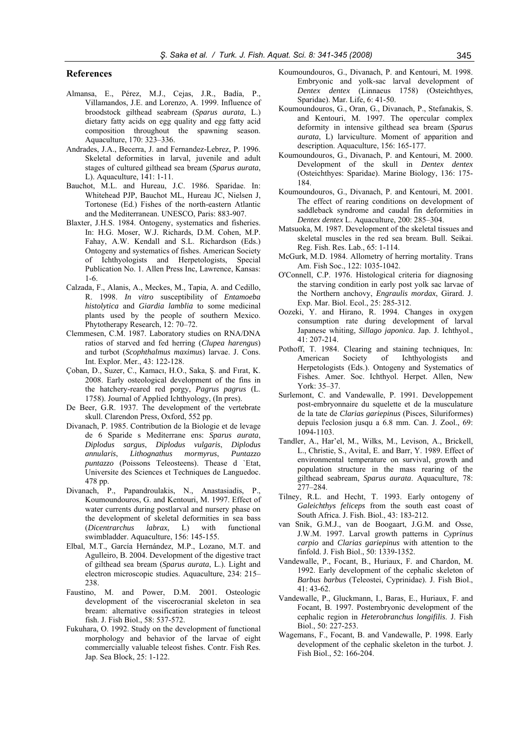## References

Almansa, E., Pérez, M.J., Cejas, J.R., Badía, P., Villamandos, J.E. and Lorenzo, A. 1999. Influence of broodstock gilthead seabream (*Sparus aurata*, L.) dietary fatty acids on egg quality and egg fatty acid composition throughout the spawning season. Aquaculture, 170: 323–336.

Andrades, J.A., Becerra, J. and Fernandez-Lebrez, P. 1996. Skeletal deformities in larval, juvenile and adult stages of cultured gilthead sea bream (*Sparus aurata*, L). Aquaculture, 141: 1-11.

Bauchot, M.L. and Hureau, J.C. 1986. Sparidae. In: Whitehead PJP, Bauchot ML, Hureau JC, Nielsen J, Tortonese (Ed.) Fishes of the north-eastern Atlantic and the Mediterranean. UNESCO, Paris: 883-907.

Blaxter, J.H.S. 1984. Ontogeny, systematics and fisheries. In: H.G. Moser, W.J. Richards, D.M. Cohen, M.P. Fahay, A.W. Kendall and S.L. Richardson (Eds.) Ontogeny and systematics of fishes. American Society of Ichthyologists and Herpetologists, Special Publication No. 1. Allen Press Inc, Lawrence, Kansas: 1-6.

Calzada, F., Alanis, A., Meckes, M., Tapia, A. and Cedillo, R. 1998. *In vitro* susceptibility of *Entamoeba histolytica* and *Giardia lamblia* to some medicinal plants used by the people of southern Mexico. Phytotherapy Research, 12: 70–72.

Clemmesen, C.M. 1987. Laboratory studies on RNA/DNA ratios of starved and fed herring (*Clupea harengus*) and turbot (*Scophthalmus maximus*) larvae. J. Cons. Int. Explor. Mer., 43: 122-128.

Çoban, D., Suzer, C., Kamacı, H.O., Saka, Ş. and Fırat, K. 2008. Early osteological development of the fins in the hatchery-reared red porgy, *Pagrus pagrus* (L. 1758). Journal of Applied Ichthyology, (In pres).

De Beer, G.R. 1937. The development of the vertebrate skull. Clarendon Press, Oxford, 552 pp.

Divanach, P. 1985. Contribution de la Biologie et de levage de 6 Sparide s Mediterrane ens: *Sparus aurata*, *Diplodus sargus*, *Diplodus vulgaris*, *Diplodus annularis*, *Lithognathus mormyrus*, *Puntazzo puntazzo* (Poissons Teleosteens). Thease d `Etat, Universite des Sciences et Techniques de Languedoc. 478 pp.

Divanach, P., Papandroulakis, N., Anastasiadis, P., Koumoundouros, G. and Kentouri, M. 1997. Effect of water currents during postlarval and nursery phase on the development of skeletal deformities in sea bass (*Dicentrarchus labrax*, L) with functional swimbladder. Aquaculture, 156: 145-155.

Elbal, M.T., García Hernández, M.P., Lozano, M.T. and Agulleiro, B. 2004. Development of the digestive tract of gilthead sea bream (*Sparus aurata*, L.). Light and electron microscopic studies. Aquaculture, 234: 215–238.

Faustino, M. and Power, D.M. 2001. Osteologic development of the viscerocranial skeleton in sea bream: alternative ossification strategies in teleost fish. J. Fish Biol., 58: 537-572.

Fukuhara, O. 1992. Study on the development of functional morphology and behavior of the larvae of eight commercially valuable teleost fishes. Contr. Fish Res. Jap. Sea Block, 25: 1-122.

Koumoundouros, G., Divanach, P. and Kentouri, M. 1998. Embryonic and yolk-sac larval development of *Dentex dentex* (Linnaeus 1758) (Osteichthyes, Sparidae). Mar. Life, 6: 41-50.

Koumoundouros, G., Oran, G., Divanach, P., Stefanakis, S. and Kentouri, M. 1997. The opercular complex deformity in intensive gilthead sea bream (*Sparus aurata*, L) larviculture. Moment of apparition and description. Aquaculture, 156: 165-177.

Koumoundouros, G., Divanach, P. and Kentouri, M. 2000. Development of the skull in *Dentex dentex* (Osteichthyes: Sparidae). Marine Biology, 136: 175-184.

Koumoundouros, G., Divanach, P. and Kentouri, M. 2001. The effect of rearing conditions on development of saddleback syndrome and caudal fin deformities in *Dentex dentex* L. Aquaculture, 200: 285–304.

Matsuoka, M. 1987. Development of the skeletal tissues and skeletal muscles in the red sea bream. Bull. Seikai. Reg. Fish. Res. Lab., 65: 1-114.

McGurk, M.D. 1984. Allometry of herring mortality. Trans Am. Fish Soc., 122: 1035-1042.

O'Connell, C.P. 1976. Histological criteria for diagnosing the starving condition in early post yolk sac larvae of the Northern anchovy, *Engraulis mordax*, Girard. J. Exp. Mar. Biol. Ecol., 25: 285-312.

Oozeki, Y. and Hirano, R. 1994. Changes in oxygen consumption rate during development of larval Japanese whiting, *Sillago japonica*. Jap. J. Ichthyol., 41: 207-214.

Pothoff, T. 1984. Clearing and staining techniques, In: American Society of Ichthyologists and Herpetologists (Eds.). Ontogeny and Systematics of Fishes. Amer. Soc. Ichthyol. Herpet. Allen, New York: 35–37.

Surlemont, C. and Vandewalle, P. 1991. Developpement post-embryonnaire du squelette et de la musculature de la tate de *Clarias gariepinus* (Pisces, Siluriformes) depuis l'eclosion jusqu a 6.8 mm. Can. J. Zool., 69: 1094-1103.

Tandler, A., Har'el, M., Wilks, M., Levison, A., Brickell, L., Christie, S., Avital, E. and Barr, Y. 1989. Effect of environmental temperature on survival, growth and population structure in the mass rearing of the gilthead seabream, *Sparus aurata*. Aquaculture, 78: 277–284.

Tilney, R.L. and Hecht, T. 1993. Early ontogeny of *Galeichthys feliceps* from the south east coast of South Africa. J. Fish. Biol., 43: 183-212.

van Snik, G.M.J., van de Boogaart, J.G.M. and Osse, J.W.M. 1997. Larval growth patterns in *Cyprinus carpio* and *Clarias gariepinus* with attention to the finfold. J. Fish Biol., 50: 1339-1352.

Vandewalle, P., Focant, B., Huriaux, F. and Chardon, M. 1992. Early development of the cephalic skeleton of *Barbus barbus* (Teleostei, Cyprinidae). J. Fish Biol., 41: 43-62.

Vandewalle, P., Gluckmann, I., Baras, E., Huriaux, F. and Focant, B. 1997. Postembryonic development of the cephalic region in *Heterobranchus longifilis*. J. Fish Biol., 50: 227-253.

Wagemans, F., Focant, B. and Vandewalle, P. 1998. Early development of the cephalic skeleton in the turbot. J. Fish Biol., 52: 166-204.